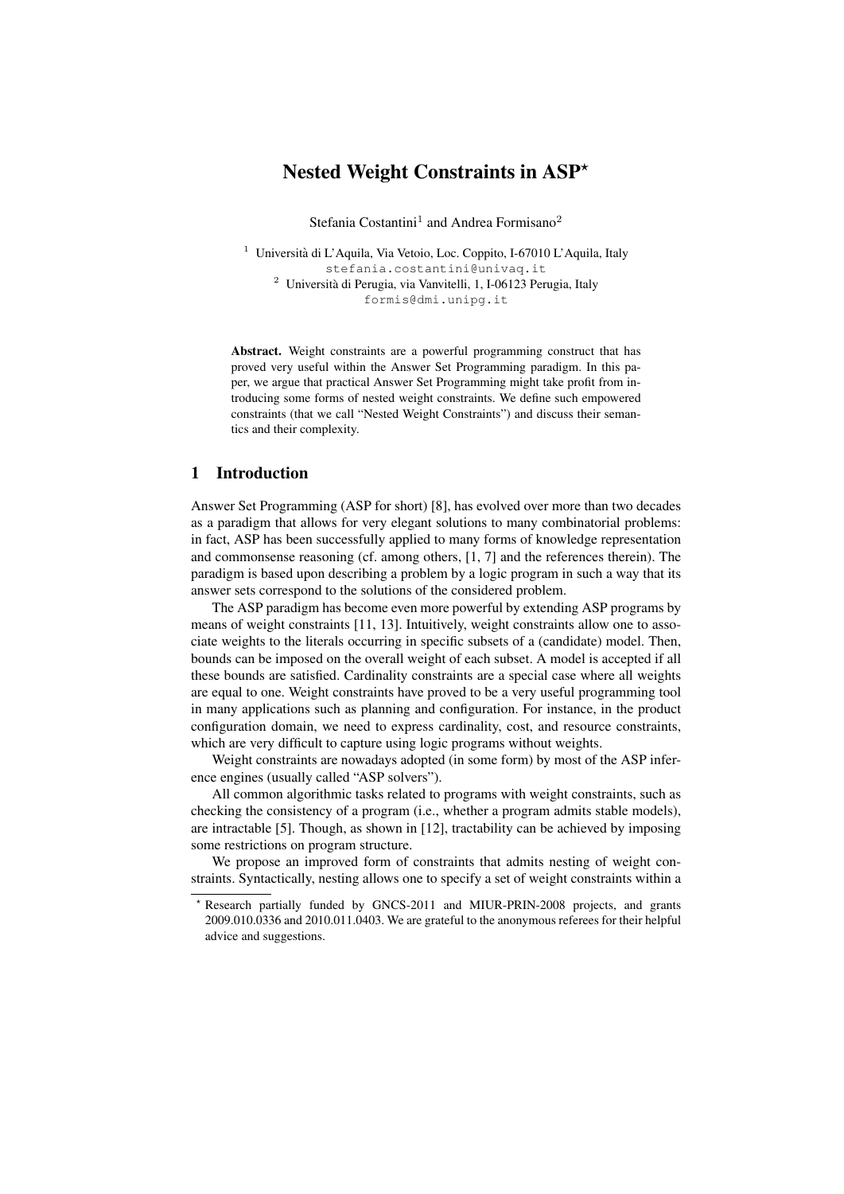# Nested Weight Constraints in ASP*

Stefania Costantini[1] and Andrea Formisano[2]

[1] Università di L'Aquila, Via Vetoio, Loc. Coppito, I-67010 L'Aquila, Italy
stefania.costantini@univaq.it
[2] Università di Perugia, via Vanvitelli, 1, I-06123 Perugia, Italy
formis@dmi.unipg.it

**Abstract.** Weight constraints are a powerful programming construct that has proved very useful within the Answer Set Programming paradigm. In this paper, we argue that practical Answer Set Programming might take profit from introducing some forms of nested weight constraints. We define such empowered constraints (that we call "Nested Weight Constraints") and discuss their semantics and their complexity.

## 1 Introduction

Answer Set Programming (ASP for short) [8], has evolved over more than two decades as a paradigm that allows for very elegant solutions to many combinatorial problems: in fact, ASP has been successfully applied to many forms of knowledge representation and commonsense reasoning (cf. among others, [1, 7] and the references therein). The paradigm is based upon describing a problem by a logic program in such a way that its answer sets correspond to the solutions of the considered problem.

The ASP paradigm has become even more powerful by extending ASP programs by means of weight constraints [11, 13]. Intuitively, weight constraints allow one to associate weights to the literals occurring in specific subsets of a (candidate) model. Then, bounds can be imposed on the overall weight of each subset. A model is accepted if all these bounds are satisfied. Cardinality constraints are a special case where all weights are equal to one. Weight constraints have proved to be a very useful programming tool in many applications such as planning and configuration. For instance, in the product configuration domain, we need to express cardinality, cost, and resource constraints, which are very difficult to capture using logic programs without weights.

Weight constraints are nowadays adopted (in some form) by most of the ASP inference engines (usually called "ASP solvers").

All common algorithmic tasks related to programs with weight constraints, such as checking the consistency of a program (i.e., whether a program admits stable models), are intractable [5]. Though, as shown in [12], tractability can be achieved by imposing some restrictions on program structure.

We propose an improved form of constraints that admits nesting of weight constraints. Syntactically, nesting allows one to specify a set of weight constraints within a

* Research partially funded by GNCS-2011 and MIUR-PRIN-2008 projects, and grants 2009.010.0336 and 2010.011.0403. We are grateful to the anonymous referees for their helpful advice and suggestions.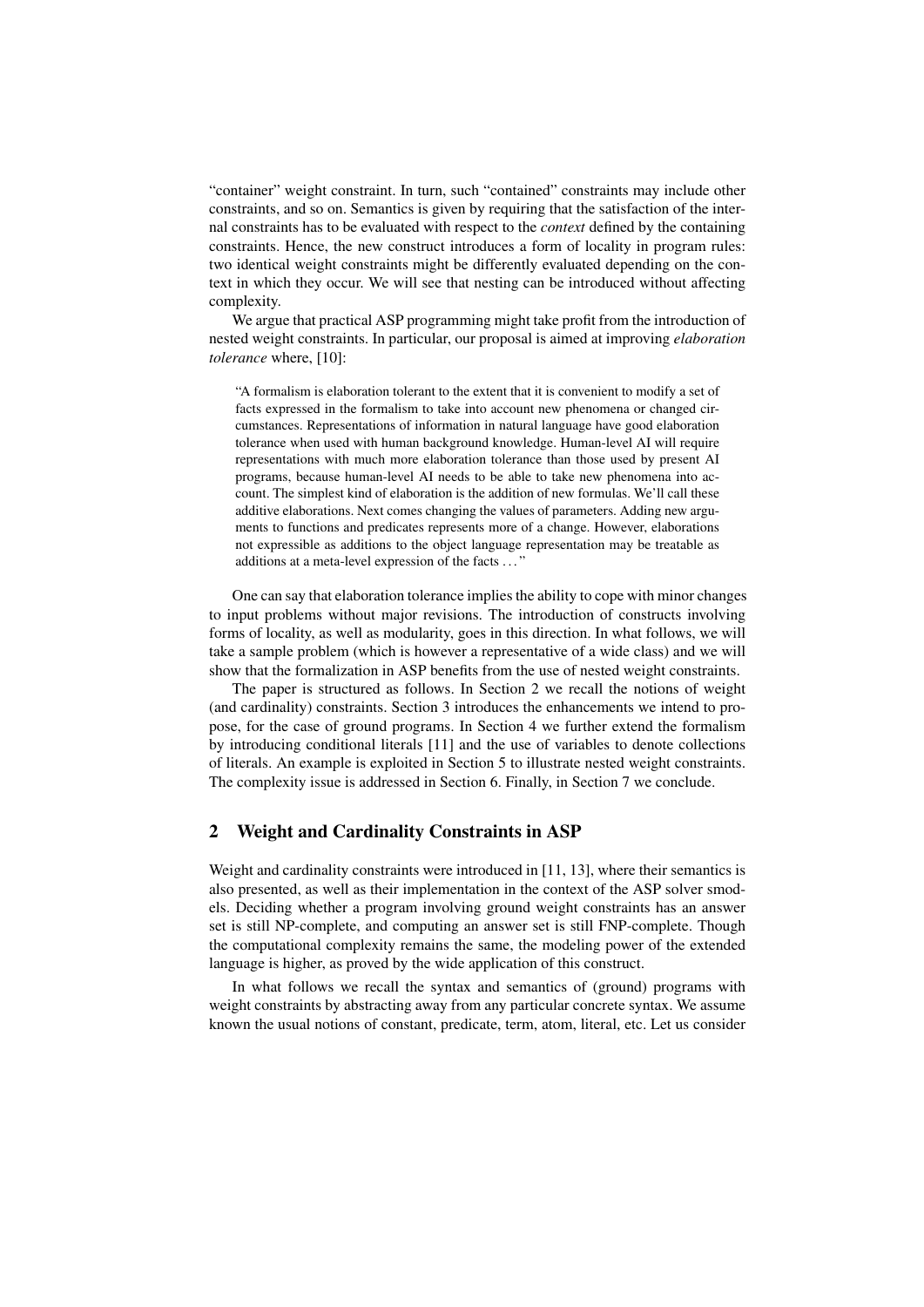"container" weight constraint. In turn, such "contained" constraints may include other constraints, and so on. Semantics is given by requiring that the satisfaction of the internal constraints has to be evaluated with respect to the *context* defined by the containing constraints. Hence, the new construct introduces a form of locality in program rules: two identical weight constraints might be differently evaluated depending on the context in which they occur. We will see that nesting can be introduced without affecting complexity.

We argue that practical ASP programming might take profit from the introduction of nested weight constraints. In particular, our proposal is aimed at improving *elaboration tolerance* where, [10]:

> "A formalism is elaboration tolerant to the extent that it is convenient to modify a set of facts expressed in the formalism to take into account new phenomena or changed circumstances. Representations of information in natural language have good elaboration tolerance when used with human background knowledge. Human-level AI will require representations with much more elaboration tolerance than those used by present AI programs, because human-level AI needs to be able to take new phenomena into account. The simplest kind of elaboration is the addition of new formulas. We'll call these additive elaborations. Next comes changing the values of parameters. Adding new arguments to functions and predicates represents more of a change. However, elaborations not expressible as additions to the object language representation may be treatable as additions at a meta-level expression of the facts ..."

One can say that elaboration tolerance implies the ability to cope with minor changes to input problems without major revisions. The introduction of constructs involving forms of locality, as well as modularity, goes in this direction. In what follows, we will take a sample problem (which is however a representative of a wide class) and we will show that the formalization in ASP benefits from the use of nested weight constraints.

The paper is structured as follows. In Section 2 we recall the notions of weight (and cardinality) constraints. Section 3 introduces the enhancements we intend to propose, for the case of ground programs. In Section 4 we further extend the formalism by introducing conditional literals [11] and the use of variables to denote collections of literals. An example is exploited in Section 5 to illustrate nested weight constraints. The complexity issue is addressed in Section 6. Finally, in Section 7 we conclude.

## 2 Weight and Cardinality Constraints in ASP

Weight and cardinality constraints were introduced in [11, 13], where their semantics is also presented, as well as their implementation in the context of the ASP solver smodels. Deciding whether a program involving ground weight constraints has an answer set is still NP-complete, and computing an answer set is still FNP-complete. Though the computational complexity remains the same, the modeling power of the extended language is higher, as proved by the wide application of this construct.

In what follows we recall the syntax and semantics of (ground) programs with weight constraints by abstracting away from any particular concrete syntax. We assume known the usual notions of constant, predicate, term, atom, literal, etc. Let us consider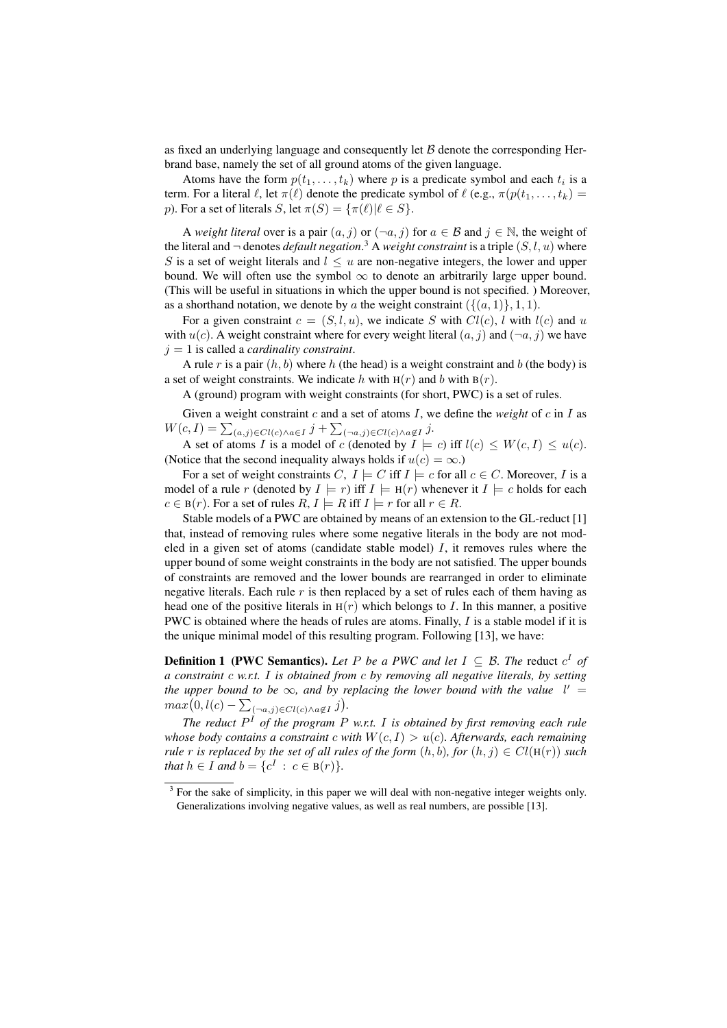as fixed an underlying language and consequently let $\mathcal{B}$ denote the corresponding Herbrand base, namely the set of all ground atoms of the given language.

Atoms have the form $p(t_1, \ldots, t_k)$ where $p$ is a predicate symbol and each $t_i$ is a term. For a literal $\ell$, let $\pi(\ell)$ denote the predicate symbol of $\ell$ (e.g., $\pi(p(t_1, \ldots, t_k) = p)$. For a set of literals $S$, let $\pi(S) = \{\pi(\ell)|\ell \in S\}$.

A *weight literal* over is a pair $(a, j)$ or $(\neg a, j)$ for $a \in \mathcal{B}$ and $j \in \mathbb{N}$, the weight of the literal and $\neg$ denotes *default negation*.[3] A *weight constraint* is a triple $(S, l, u)$ where $S$ is a set of weight literals and $l \leq u$ are non-negative integers, the lower and upper bound. We will often use the symbol $\infty$ to denote an arbitrarily large upper bound. (This will be useful in situations in which the upper bound is not specified. ) Moreover, as a shorthand notation, we denote by $a$ the weight constraint $(\{(a, 1)\}, 1, 1)$.

For a given constraint $c = (S, l, u)$, we indicate $S$ with $Cl(c)$, $l$ with $l(c)$ and $u$ with $u(c)$. A weight constraint where for every weight literal $(a, j)$ and $(\neg a, j)$ we have $j = 1$ is called a *cardinality constraint*.

A rule $r$ is a pair $(h, b)$ where $h$ (the head) is a weight constraint and $b$ (the body) is a set of weight constraints. We indicate $h$ with $\mathrm{H}(r)$ and $b$ with $\mathrm{B}(r)$.

A (ground) program with weight constraints (for short, PWC) is a set of rules.

Given a weight constraint $c$ and a set of atoms $I$, we define the *weight* of $c$ in $I$ as $W(c, I) = \sum_{(a,j) \in Cl(c) \wedge a \in I} j + \sum_{(\neg a,j) \in Cl(c) \wedge a \notin I} j$.

A set of atoms $I$ is a model of $c$ (denoted by $I \models c$) iff $l(c) \leq W(c, I) \leq u(c)$. (Notice that the second inequality always holds if $u(c) = \infty$.)

For a set of weight constraints $C$, $I \models C$ iff $I \models c$ for all $c \in C$. Moreover, $I$ is a model of a rule $r$ (denoted by $I \models r$) iff $I \models \mathrm{H}(r)$ whenever it $I \models c$ holds for each $c \in \mathrm{B}(r)$. For a set of rules $R$, $I \models R$ iff $I \models r$ for all $r \in R$.

Stable models of a PWC are obtained by means of an extension to the GL-reduct [1] that, instead of removing rules where some negative literals in the body are not modeled in a given set of atoms (candidate stable model) $I$, it removes rules where the upper bound of some weight constraints in the body are not satisfied. The upper bounds of constraints are removed and the lower bounds are rearranged in order to eliminate negative literals. Each rule $r$ is then replaced by a set of rules each of them having as head one of the positive literals in $\mathrm{H}(r)$ which belongs to $I$. In this manner, a positive PWC is obtained where the heads of rules are atoms. Finally, $I$ is a stable model if it is the unique minimal model of this resulting program. Following [13], we have:

**Definition 1 (PWC Semantics).** *Let $P$ be a PWC and let $I \subseteq \mathcal{B}$. The* reduct $c^I$ *of a constraint $c$ w.r.t. $I$ is obtained from $c$ by removing all negative literals, by setting the upper bound to be $\infty$, and by replacing the lower bound with the value $l' = max\big(0, l(c) - \sum_{(\neg a,j) \in Cl(c) \wedge a \notin I} j\big)$.*

*The reduct $P^I$ of the program $P$ w.r.t. $I$ is obtained by first removing each rule whose body contains a constraint $c$ with $W(c, I) > u(c)$. Afterwards, each remaining rule $r$ is replaced by the set of all rules of the form $(h, b)$, for $(h, j) \in Cl(\mathrm{H}(r))$ such that $h \in I$ and $b = \{c^I \, : \, c \in \mathrm{B}(r)\}$.*

---

[3] For the sake of simplicity, in this paper we will deal with non-negative integer weights only. Generalizations involving negative values, as well as real numbers, are possible [13].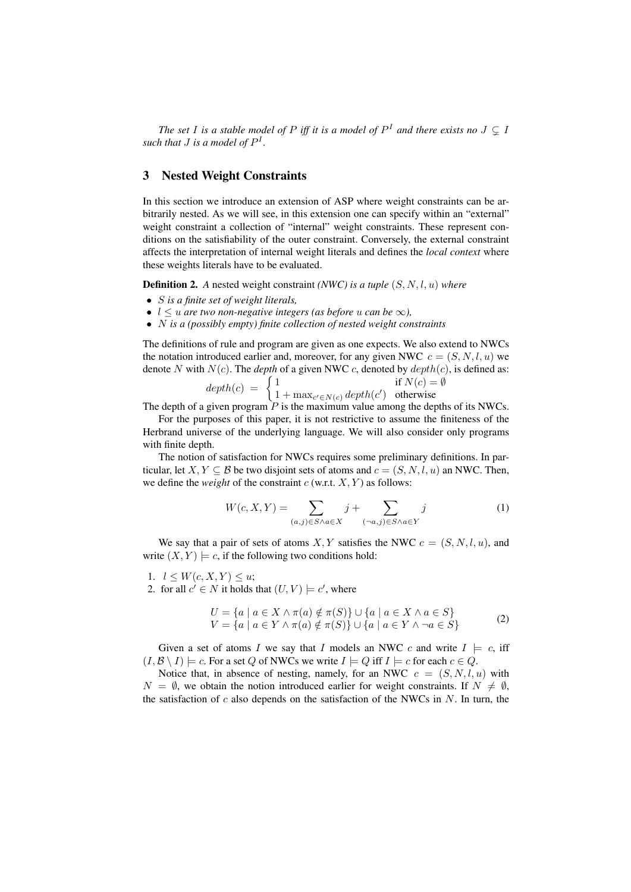*The set $I$ is a stable model of $P$ iff it is a model of $P^I$ and there exists no $J \subsetneq I$ such that $J$ is a model of $P^I$.*

## 3 Nested Weight Constraints

In this section we introduce an extension of ASP where weight constraints can be arbitrarily nested. As we will see, in this extension one can specify within an "external" weight constraint a collection of "internal" weight constraints. These represent conditions on the satisfiability of the outer constraint. Conversely, the external constraint affects the interpretation of internal weight literals and defines the *local context* where these weights literals have to be evaluated.

**Definition 2.** *A* nested weight constraint *(NWC) is a tuple $(S, N, l, u)$ where*

- *$S$ is a finite set of weight literals,*
- *$l \leq u$ are two non-negative integers (as before $u$ can be $\infty$),*
- *$N$ is a (possibly empty) finite collection of nested weight constraints*

The definitions of rule and program are given as one expects. We also extend to NWCs the notation introduced earlier and, moreover, for any given NWC $c = (S, N, l, u)$ we denote $N$ with $N(c)$. The *depth* of a given NWC $c$, denoted by $depth(c)$, is defined as:

$$depth(c) = \begin{cases} 1 & \text{if } N(c) = \emptyset \\ 1 + \max_{c' \in N(c)} depth(c') & \text{otherwise} \end{cases}$$

The depth of a given program $P$ is the maximum value among the depths of its NWCs.

For the purposes of this paper, it is not restrictive to assume the finiteness of the Herbrand universe of the underlying language. We will also consider only programs with finite depth.

The notion of satisfaction for NWCs requires some preliminary definitions. In particular, let $X, Y \subseteq \mathcal{B}$ be two disjoint sets of atoms and $c = (S, N, l, u)$ an NWC. Then, we define the *weight* of the constraint $c$ (w.r.t. $X, Y$) as follows:

$$W(c, X, Y) = \sum_{(a,j) \in S \wedge a \in X} j + \sum_{(\neg a, j) \in S \wedge a \in Y} j \tag{1}$$

We say that a pair of sets of atoms $X, Y$ satisfies the NWC $c = (S, N, l, u)$, and write $(X, Y) \models c$, if the following two conditions hold:

1. $l \leq W(c, X, Y) \leq u$;
2. for all $c' \in N$ it holds that $(U, V) \models c'$, where

$$\begin{array}{l} U = \{a \mid a \in X \wedge \pi(a) \notin \pi(S)\} \cup \{a \mid a \in X \wedge a \in S\} \\ V = \{a \mid a \in Y \wedge \pi(a) \notin \pi(S)\} \cup \{a \mid a \in Y \wedge \neg a \in S\} \end{array} \tag{2}$$

Given a set of atoms $I$ we say that $I$ models an NWC $c$ and write $I \models c$, iff $(I, \mathcal{B} \setminus I) \models c$. For a set $Q$ of NWCs we write $I \models Q$ iff $I \models c$ for each $c \in Q$.

Notice that, in absence of nesting, namely, for an NWC $c = (S, N, l, u)$ with $N = \emptyset$, we obtain the notion introduced earlier for weight constraints. If $N \neq \emptyset$, the satisfaction of $c$ also depends on the satisfaction of the NWCs in $N$. In turn, the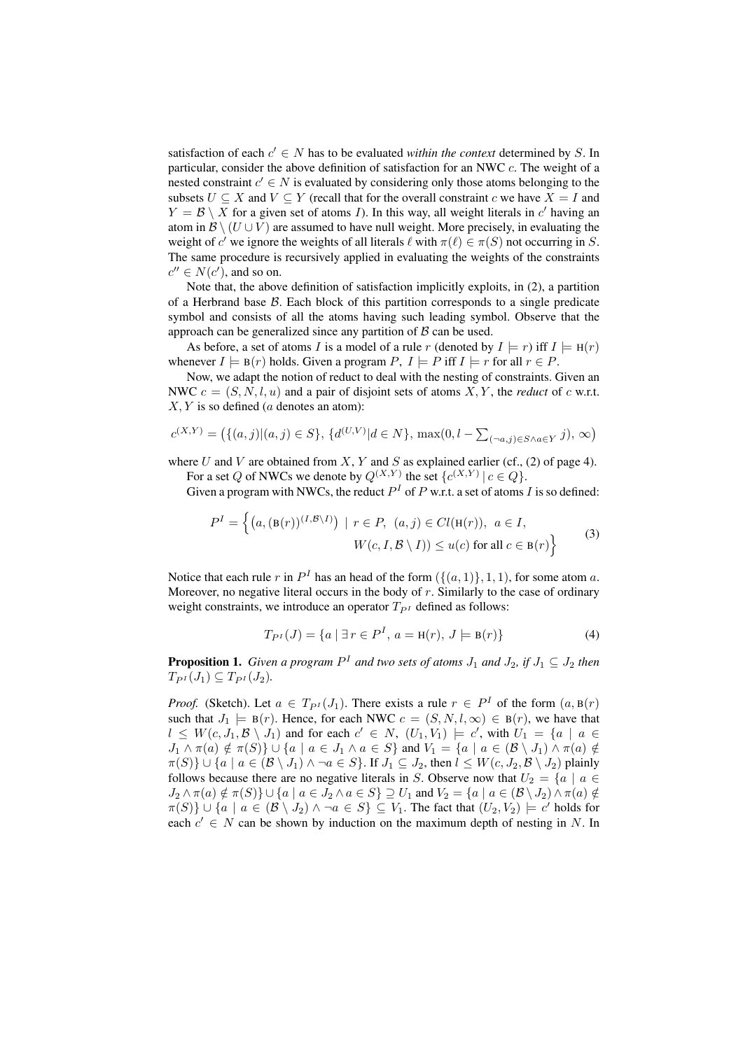satisfaction of each $c' \in N$ has to be evaluated *within the context* determined by $S$. In particular, consider the above definition of satisfaction for an NWC $c$. The weight of a nested constraint $c' \in N$ is evaluated by considering only those atoms belonging to the subsets $U \subseteq X$ and $V \subseteq Y$ (recall that for the overall constraint $c$ we have $X = I$ and $Y = \mathcal{B} \setminus X$ for a given set of atoms $I$). In this way, all weight literals in $c'$ having an atom in $\mathcal{B} \setminus (U \cup V)$ are assumed to have null weight. More precisely, in evaluating the weight of $c'$ we ignore the weights of all literals $\ell$ with $\pi(\ell) \in \pi(S)$ not occurring in $S$. The same procedure is recursively applied in evaluating the weights of the constraints $c'' \in N(c')$, and so on.

Note that, the above definition of satisfaction implicitly exploits, in (2), a partition of a Herbrand base $\mathcal{B}$. Each block of this partition corresponds to a single predicate symbol and consists of all the atoms having such leading symbol. Observe that the approach can be generalized since any partition of $\mathcal{B}$ can be used.

As before, a set of atoms $I$ is a model of a rule $r$ (denoted by $I \models r$) iff $I \models \text{H}(r)$ whenever $I \models \text{B}(r)$ holds. Given a program $P$, $I \models P$ iff $I \models r$ for all $r \in P$.

Now, we adapt the notion of reduct to deal with the nesting of constraints. Given an NWC $c = (S, N, l, u)$ and a pair of disjoint sets of atoms $X, Y$, the *reduct* of $c$ w.r.t. $X, Y$ is so defined ($a$ denotes an atom):

$$c^{(X,Y)} = \big(\{(a,j) | (a,j) \in S\},\ \{d^{(U,V)} | d \in N\},\ \max(0, l - \textstyle\sum_{(\neg a,j) \in S \wedge a \in Y} j),\ \infty\big)$$

where $U$ and $V$ are obtained from $X$, $Y$ and $S$ as explained earlier (cf., (2) of page 4).

For a set $Q$ of NWCs we denote by $Q^{(X,Y)}$ the set $\{c^{(X,Y)} \mid c \in Q\}$.

Given a program with NWCs, the reduct $P^I$ of $P$ w.r.t. a set of atoms $I$ is so defined:

$$P^I = \Big\{ \big(a, (\text{B}(r))^{(I, \mathcal{B} \setminus I)}\big) \mid r \in P,\ (a,j) \in Cl(\text{H}(r)),\ a \in I, \\ W(c, I, \mathcal{B} \setminus I)) \leq u(c) \text{ for all } c \in \text{B}(r) \Big\} \tag{3}$$

Notice that each rule $r$ in $P^I$ has an head of the form $(\{(a,1)\}, 1, 1)$, for some atom $a$. Moreover, no negative literal occurs in the body of $r$. Similarly to the case of ordinary weight constraints, we introduce an operator $T_{P^I}$ defined as follows:

$$T_{P^I}(J) = \{a \mid \exists\, r \in P^I,\ a = \text{H}(r),\ J \models \text{B}(r)\} \tag{4}$$

**Proposition 1.** *Given a program $P^I$ and two sets of atoms $J_1$ and $J_2$, if $J_1 \subseteq J_2$ then $T_{P^I}(J_1) \subseteq T_{P^I}(J_2)$.*

*Proof.* (Sketch). Let $a \in T_{P^I}(J_1)$. There exists a rule $r \in P^I$ of the form $(a, \text{B}(r)$ such that $J_1 \models \text{B}(r)$. Hence, for each NWC $c = (S, N, l, \infty) \in \text{B}(r)$, we have that $l \leq W(c, J_1, \mathcal{B} \setminus J_1)$ and for each $c' \in N$, $(U_1, V_1) \models c'$, with $U_1 = \{a \mid a \in J_1 \wedge \pi(a) \notin \pi(S)\} \cup \{a \mid a \in J_1 \wedge a \in S\}$ and $V_1 = \{a \mid a \in (\mathcal{B} \setminus J_1) \wedge \pi(a) \notin \pi(S)\} \cup \{a \mid a \in (\mathcal{B} \setminus J_1) \wedge \neg a \in S\}$. If $J_1 \subseteq J_2$, then $l \leq W(c, J_2, \mathcal{B} \setminus J_2)$ plainly follows because there are no negative literals in $S$. Observe now that $U_2 = \{a \mid a \in J_2 \wedge \pi(a) \notin \pi(S)\} \cup \{a \mid a \in J_2 \wedge a \in S\} \supseteq U_1$ and $V_2 = \{a \mid a \in (\mathcal{B} \setminus J_2) \wedge \pi(a) \notin \pi(S)\} \cup \{a \mid a \in (\mathcal{B} \setminus J_2) \wedge \neg a \in S\} \subseteq V_1$. The fact that $(U_2, V_2) \models c'$ holds for each $c' \in N$ can be shown by induction on the maximum depth of nesting in $N$. In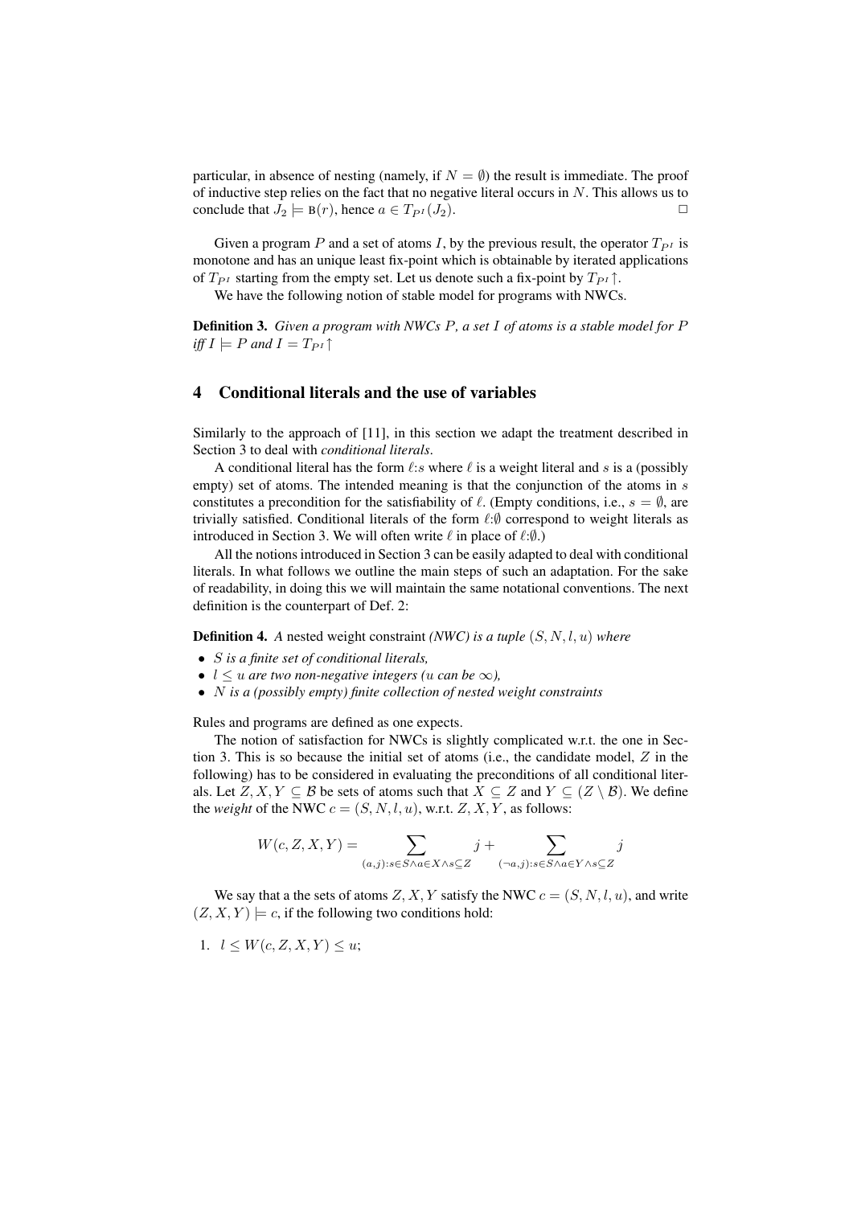particular, in absence of nesting (namely, if $N = \emptyset$) the result is immediate. The proof of inductive step relies on the fact that no negative literal occurs in $N$. This allows us to conclude that $J_2 \models \mathrm{B}(r)$, hence $a \in T_{P^I}(J_2)$. □

Given a program $P$ and a set of atoms $I$, by the previous result, the operator $T_{P^I}$ is monotone and has an unique least fix-point which is obtainable by iterated applications of $T_{P^I}$ starting from the empty set. Let us denote such a fix-point by $T_{P^I}\!\uparrow$.

We have the following notion of stable model for programs with NWCs.

**Definition 3.** *Given a program with NWCs $P$, a set $I$ of atoms is a stable model for $P$ iff $I \models P$ and $I = T_{P^I}\!\uparrow$*

## 4 Conditional literals and the use of variables

Similarly to the approach of [11], in this section we adapt the treatment described in Section 3 to deal with *conditional literals*.

A conditional literal has the form $\ell{:}s$ where $\ell$ is a weight literal and $s$ is a (possibly empty) set of atoms. The intended meaning is that the conjunction of the atoms in $s$ constitutes a precondition for the satisfiability of $\ell$. (Empty conditions, i.e., $s = \emptyset$, are trivially satisfied. Conditional literals of the form $\ell{:}\emptyset$ correspond to weight literals as introduced in Section 3. We will often write $\ell$ in place of $\ell{:}\emptyset$.)

All the notions introduced in Section 3 can be easily adapted to deal with conditional literals. In what follows we outline the main steps of such an adaptation. For the sake of readability, in doing this we will maintain the same notational conventions. The next definition is the counterpart of Def. 2:

**Definition 4.** *A* nested weight constraint *(NWC) is a tuple $(S, N, l, u)$ where*

- *$S$ is a finite set of conditional literals,*
- *$l \leq u$ are two non-negative integers ($u$ can be $\infty$),*
- *$N$ is a (possibly empty) finite collection of nested weight constraints*

Rules and programs are defined as one expects.

The notion of satisfaction for NWCs is slightly complicated w.r.t. the one in Section 3. This is so because the initial set of atoms (i.e., the candidate model, $Z$ in the following) has to be considered in evaluating the preconditions of all conditional literals. Let $Z, X, Y \subseteq \mathcal{B}$ be sets of atoms such that $X \subseteq Z$ and $Y \subseteq (Z \setminus \mathcal{B})$. We define the *weight* of the NWC $c = (S, N, l, u)$, w.r.t. $Z, X, Y$, as follows:

$$W(c, Z, X, Y) = \sum_{(a,j):s \in S \wedge a \in X \wedge s \subseteq Z} j + \sum_{(\neg a,j):s \in S \wedge a \in Y \wedge s \subseteq Z} j$$

We say that a the sets of atoms $Z, X, Y$ satisfy the NWC $c = (S, N, l, u)$, and write $(Z, X, Y) \models c$, if the following two conditions hold:

1. $l \leq W(c, Z, X, Y) \leq u$;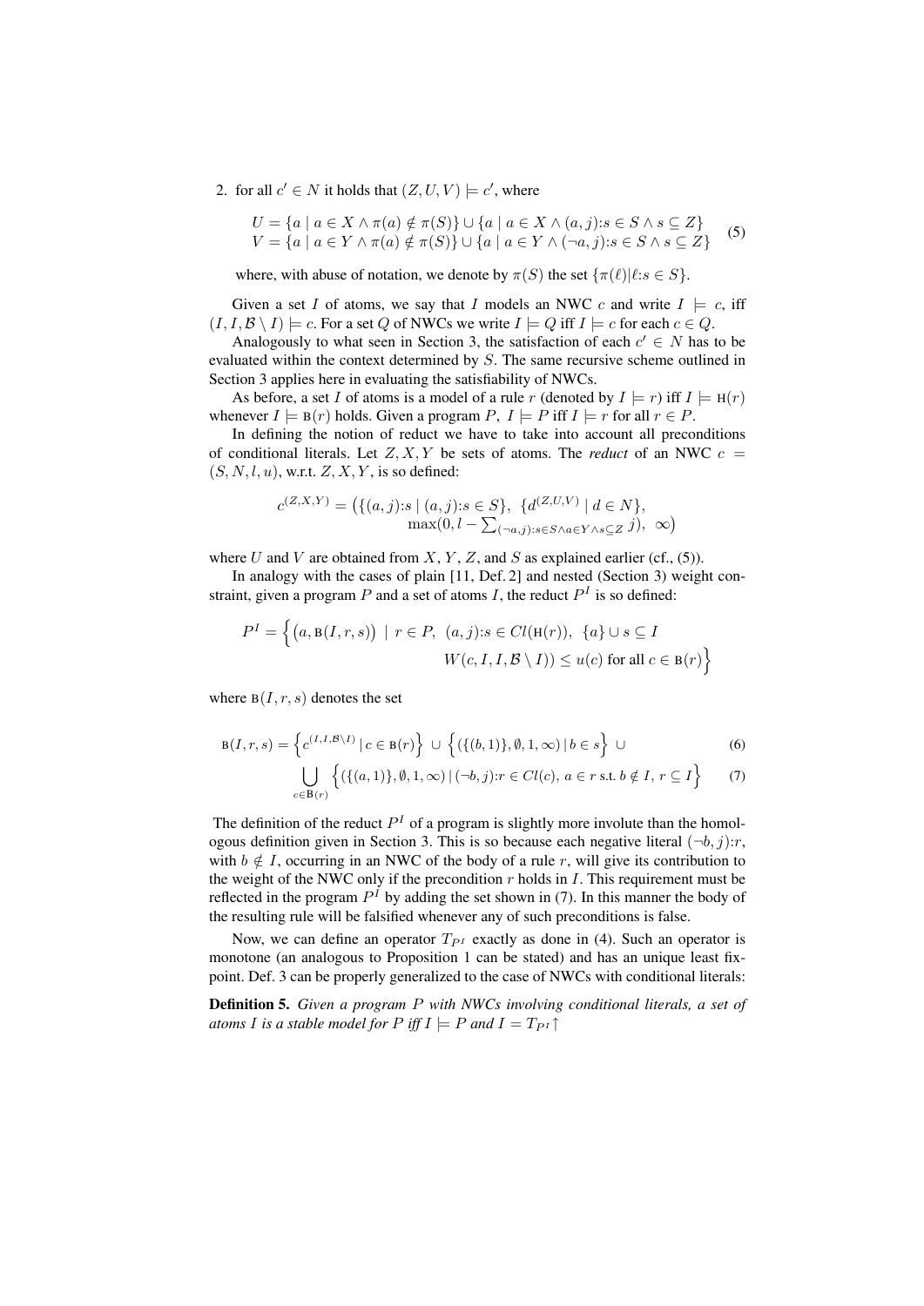2. for all $c' \in N$ it holds that $(Z, U, V) \models c'$, where

$$
\begin{array}{l}
U = \{a \mid a \in X \wedge \pi(a) \notin \pi(S)\} \cup \{a \mid a \in X \wedge (a, j){:}s \in S \wedge s \subseteq Z\} \\
V = \{a \mid a \in Y \wedge \pi(a) \notin \pi(S)\} \cup \{a \mid a \in Y \wedge (\neg a, j){:}s \in S \wedge s \subseteq Z\}
\end{array}
\quad (5)
$$

where, with abuse of notation, we denote by $\pi(S)$ the set $\{\pi(\ell) | \ell{:}s \in S\}$.

Given a set $I$ of atoms, we say that $I$ models an NWC $c$ and write $I \models c$, iff $(I, I, \mathcal{B} \setminus I) \models c$. For a set $Q$ of NWCs we write $I \models Q$ iff $I \models c$ for each $c \in Q$.

Analogously to what seen in Section 3, the satisfaction of each $c' \in N$ has to be evaluated within the context determined by $S$. The same recursive scheme outlined in Section 3 applies here in evaluating the satisfiability of NWCs.

As before, a set $I$ of atoms is a model of a rule $r$ (denoted by $I \models r$) iff $I \models \mathrm{H}(r)$ whenever $I \models \mathrm{B}(r)$ holds. Given a program $P$, $I \models P$ iff $I \models r$ for all $r \in P$.

In defining the notion of reduct we have to take into account all preconditions of conditional literals. Let $Z, X, Y$ be sets of atoms. The *reduct* of an NWC $c = (S, N, l, u)$, w.r.t. $Z, X, Y$, is so defined:

$$
c^{(Z,X,Y)} = \big( \{(a, j){:}s \mid (a, j){:}s \in S\},\ \{d^{(Z,U,V)} \mid d \in N\}, \\
\max(0, l - \textstyle\sum_{(\neg a, j):s \in S \wedge a \in Y \wedge s \subseteq Z} j),\ \infty \big)
$$

where $U$ and $V$ are obtained from $X$, $Y$, $Z$, and $S$ as explained earlier (cf., (5)).

In analogy with the cases of plain [11, Def. 2] and nested (Section 3) weight constraint, given a program $P$ and a set of atoms $I$, the reduct $P^I$ is so defined:

$$
P^I = \Big\{ \big(a, \mathrm{B}(I, r, s)\big) \mid r \in P,\ (a, j){:}s \in Cl(\mathrm{H}(r)),\ \{a\} \cup s \subseteq I \\
W(c, I, I, \mathcal{B} \setminus I)) \leq u(c) \text{ for all } c \in \mathrm{B}(r) \Big\}
$$

where $\mathrm{B}(I, r, s)$ denotes the set

$$
\mathrm{B}(I, r, s) = \Big\{ c^{(I, I, \mathcal{B} \setminus I)} \mid c \in \mathrm{B}(r) \Big\} \cup \Big\{ (\{(b, 1)\}, \emptyset, 1, \infty) \mid b \in s \Big\} \cup \quad (6)
$$

$$
\bigcup_{c \in \mathrm{B}(r)} \Big\{ (\{(a, 1)\}, \emptyset, 1, \infty) \mid (\neg b, j){:}r \in Cl(c),\ a \in r \text{ s.t. } b \notin I,\ r \subseteq I \Big\} \quad (7)
$$

The definition of the reduct $P^I$ of a program is slightly more involute than the homologous definition given in Section 3. This is so because each negative literal $(\neg b, j){:}r$, with $b \notin I$, occurring in an NWC of the body of a rule $r$, will give its contribution to the weight of the NWC only if the precondition $r$ holds in $I$. This requirement must be reflected in the program $P^I$ by adding the set shown in (7). In this manner the body of the resulting rule will be falsified whenever any of such preconditions is false.

Now, we can define an operator $T_{P^I}$ exactly as done in (4). Such an operator is monotone (an analogous to Proposition 1 can be stated) and has an unique least fixpoint. Def. 3 can be properly generalized to the case of NWCs with conditional literals:

**Definition 5.** *Given a program $P$ with NWCs involving conditional literals, a set of atoms $I$ is a stable model for $P$ iff $I \models P$ and $I = T_{P^I} \uparrow$*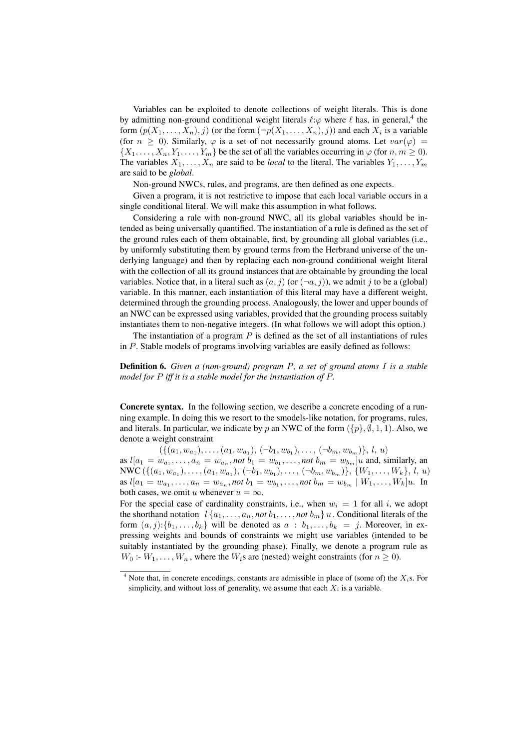Variables can be exploited to denote collections of weight literals. This is done by admitting non-ground conditional weight literals $\ell{:}\varphi$ where $\ell$ has, in general,[4] the form $(p(X_1,\ldots,X_n),j)$ (or the form $(\neg p(X_1,\ldots,X_n),j)$) and each $X_i$ is a variable (for $n \geq 0$). Similarly, $\varphi$ is a set of not necessarily ground atoms. Let $var(\varphi) = \{X_1,\ldots,X_n,Y_1,\ldots,Y_m\}$ be the set of all the variables occurring in $\varphi$ (for $n,m \geq 0$). The variables $X_1,\ldots,X_n$ are said to be *local* to the literal. The variables $Y_1,\ldots,Y_m$ are said to be *global*.

Non-ground NWCs, rules, and programs, are then defined as one expects.

Given a program, it is not restrictive to impose that each local variable occurs in a single conditional literal. We will make this assumption in what follows.

Considering a rule with non-ground NWC, all its global variables should be intended as being universally quantified. The instantiation of a rule is defined as the set of the ground rules each of them obtainable, first, by grounding all global variables (i.e., by uniformly substituting them by ground terms from the Herbrand universe of the underlying language) and then by replacing each non-ground conditional weight literal with the collection of all its ground instances that are obtainable by grounding the local variables. Notice that, in a literal such as $(a,j)$ (or $(\neg a,j)$), we admit $j$ to be a (global) variable. In this manner, each instantiation of this literal may have a different weight, determined through the grounding process. Analogously, the lower and upper bounds of an NWC can be expressed using variables, provided that the grounding process suitably instantiates them to non-negative integers. (In what follows we will adopt this option.)

The instantiation of a program $P$ is defined as the set of all instantiations of rules in $P$. Stable models of programs involving variables are easily defined as follows:

**Definition 6.** *Given a (non-ground) program $P$, a set of ground atoms $I$ is a stable model for $P$ iff it is a stable model for the instantiation of $P$.*

**Concrete syntax.** In the following section, we describe a concrete encoding of a running example. In doing this we resort to the smodels-like notation, for programs, rules, and literals. In particular, we indicate by $p$ an NWC of the form $(\{p\},\emptyset,1,1)$. Also, we denote a weight constraint

$$(\{(a_1,w_{a_1}),\ldots,(a_1,w_{a_1}),\,(\neg b_1,w_{b_1}),\ldots,\,(\neg b_m,w_{b_m})\},\,l,\,u)$$

as $l[a_1 = w_{a_1},\ldots,a_n = w_{a_n}, \textit{not}\ b_1 = w_{b_1},\ldots,\textit{not}\ b_m = w_{b_m}]u$ and, similarly, an NWC $(\{(a_1,w_{a_1}),\ldots,(a_1,w_{a_1}),\,(\neg b_1,w_{b_1}),\ldots,\,(\neg b_m,w_{b_m})\},\,\{W_1,\ldots,W_k\},\,l,\,u)$ as $l[a_1 = w_{a_1},\ldots,a_n = w_{a_n}, \textit{not}\ b_1 = w_{b_1},\ldots,\textit{not}\ b_m = w_{b_m} \mid W_1,\ldots,W_k]u$. In both cases, we omit $u$ whenever $u = \infty$.

For the special case of cardinality constraints, i.e., when $w_i = 1$ for all $i$, we adopt the shorthand notation $l\,\{a_1,\ldots,a_n,\textit{not}\ b_1,\ldots,\textit{not}\ b_m\}\,u$. Conditional literals of the form $(a,j){:}\{b_1,\ldots,b_k\}$ will be denoted as $a\ :\ b_1,\ldots,b_k\ =\ j$. Moreover, in expressing weights and bounds of constraints we might use variables (intended to be suitably instantiated by the grounding phase). Finally, we denote a program rule as $W_0$ :- $W_1,\ldots,W_n$, where the $W_i$s are (nested) weight constraints (for $n \geq 0$).

---

[4] Note that, in concrete encodings, constants are admissible in place of (some of) the $X_i$s. For simplicity, and without loss of generality, we assume that each $X_i$ is a variable.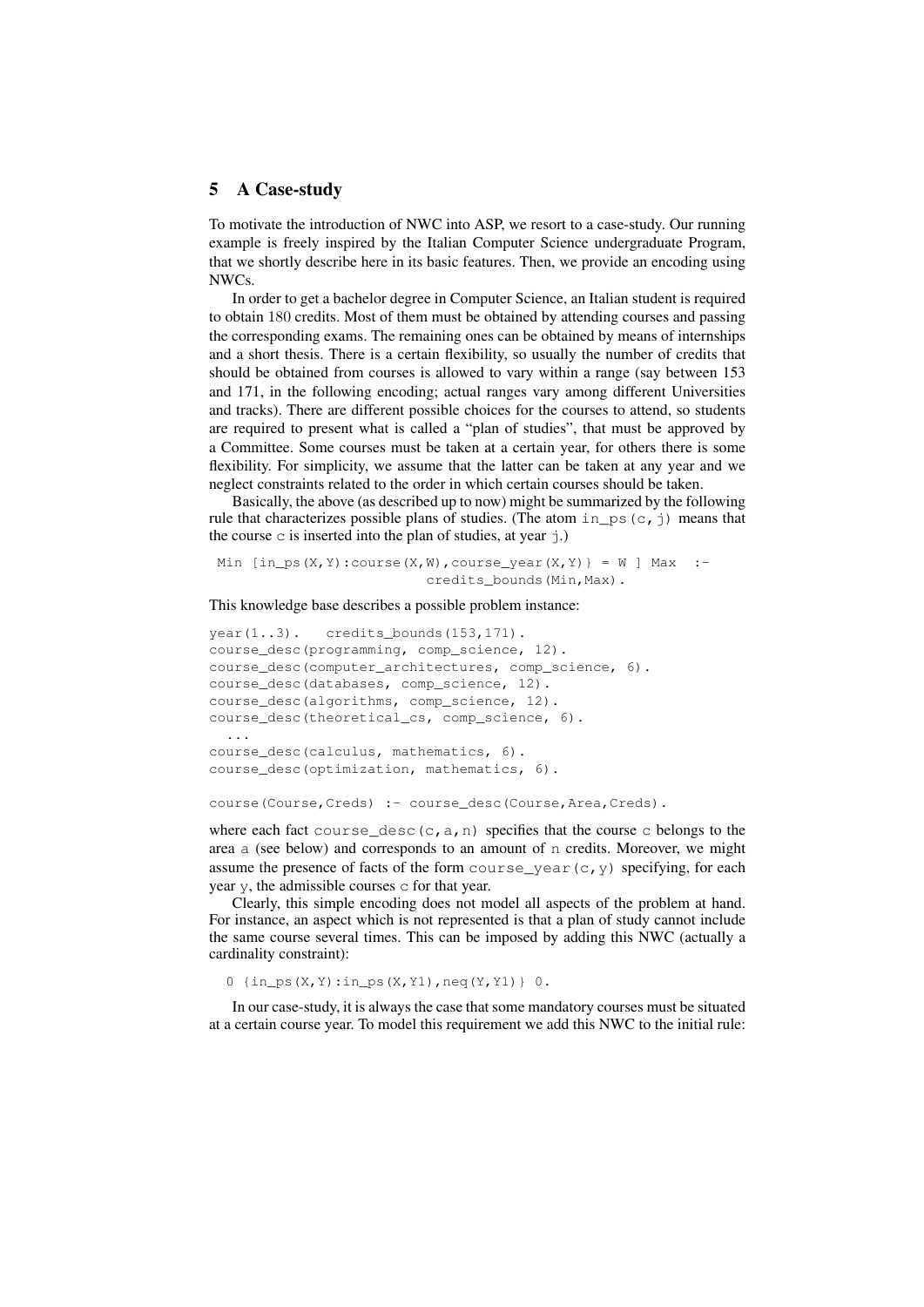## 5 A Case-study

To motivate the introduction of NWC into ASP, we resort to a case-study. Our running example is freely inspired by the Italian Computer Science undergraduate Program, that we shortly describe here in its basic features. Then, we provide an encoding using NWCs.

In order to get a bachelor degree in Computer Science, an Italian student is required to obtain 180 credits. Most of them must be obtained by attending courses and passing the corresponding exams. The remaining ones can be obtained by means of internships and a short thesis. There is a certain flexibility, so usually the number of credits that should be obtained from courses is allowed to vary within a range (say between 153 and 171, in the following encoding; actual ranges vary among different Universities and tracks). There are different possible choices for the courses to attend, so students are required to present what is called a "plan of studies", that must be approved by a Committee. Some courses must be taken at a certain year, for others there is some flexibility. For simplicity, we assume that the latter can be taken at any year and we neglect constraints related to the order in which certain courses should be taken.

Basically, the above (as described up to now) might be summarized by the following rule that characterizes possible plans of studies. (The atom `in_ps(c,j)` means that the course `c` is inserted into the plan of studies, at year `j`.)

```
Min [in_ps(X,Y):course(X,W),course_year(X,Y)} = W ] Max  :-
                          credits_bounds(Min,Max).
```

This knowledge base describes a possible problem instance:

```
year(1..3).   credits_bounds(153,171).
course_desc(programming, comp_science, 12).
course_desc(computer_architectures, comp_science, 6).
course_desc(databases, comp_science, 12).
course_desc(algorithms, comp_science, 12).
course_desc(theoretical_cs, comp_science, 6).
  ...
course_desc(calculus, mathematics, 6).
course_desc(optimization, mathematics, 6).

course(Course,Creds) :- course_desc(Course,Area,Creds).
```

where each fact `course_desc(c,a,n)` specifies that the course `c` belongs to the area `a` (see below) and corresponds to an amount of `n` credits. Moreover, we might assume the presence of facts of the form `course_year(c,y)` specifying, for each year `y`, the admissible courses `c` for that year.

Clearly, this simple encoding does not model all aspects of the problem at hand. For instance, an aspect which is not represented is that a plan of study cannot include the same course several times. This can be imposed by adding this NWC (actually a cardinality constraint):

```
0 {in_ps(X,Y):in_ps(X,Y1),neq(Y,Y1)} 0.
```

In our case-study, it is always the case that some mandatory courses must be situated at a certain course year. To model this requirement we add this NWC to the initial rule: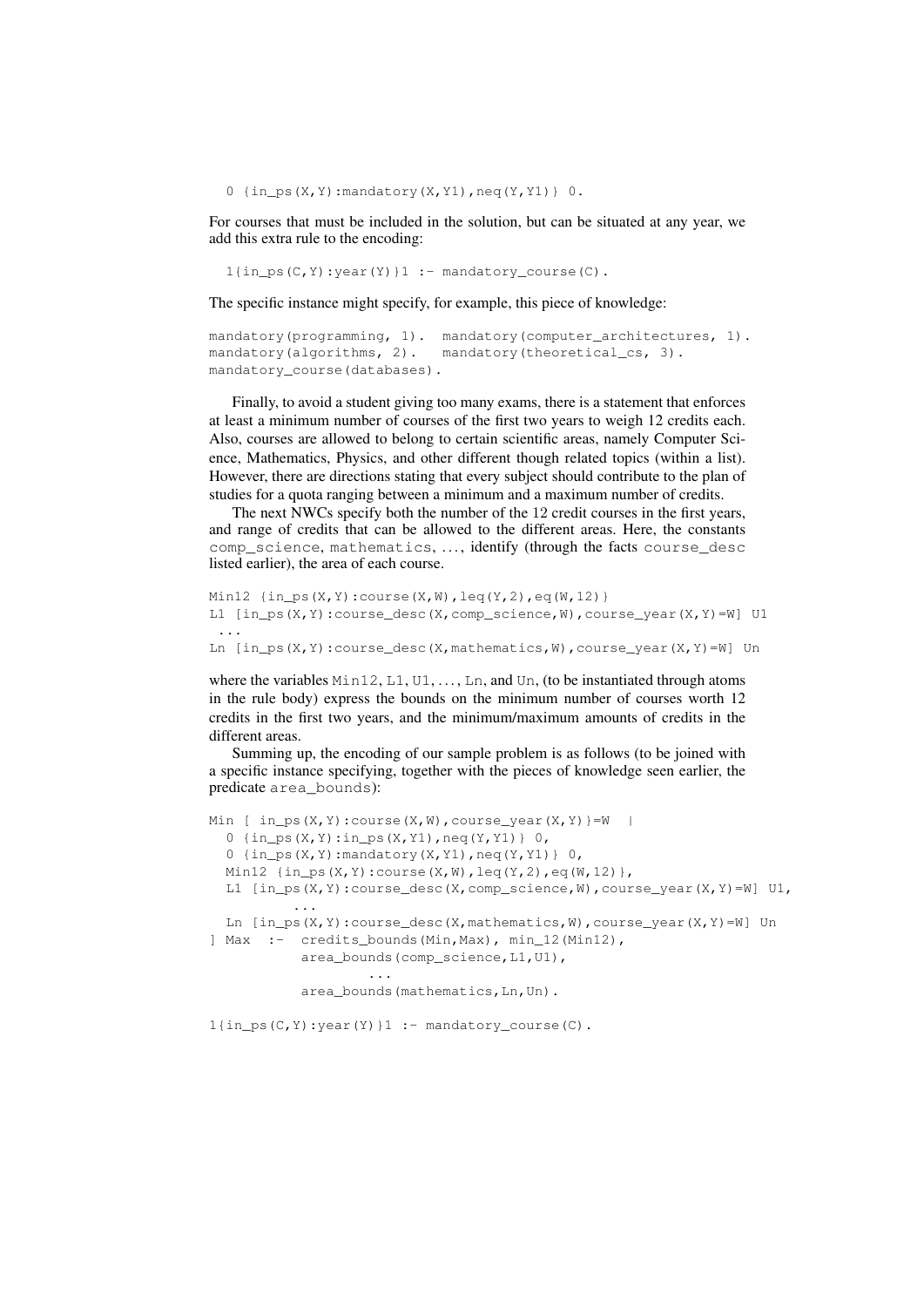```
0 {in_ps(X,Y):mandatory(X,Y1),neq(Y,Y1)} 0.
```

For courses that must be included in the solution, but can be situated at any year, we add this extra rule to the encoding:

```
1{in_ps(C,Y):year(Y)}1 :- mandatory_course(C).
```

The specific instance might specify, for example, this piece of knowledge:

```
mandatory(programming, 1).  mandatory(computer_architectures, 1).
mandatory(algorithms, 2).   mandatory(theoretical_cs, 3).
mandatory_course(databases).
```

Finally, to avoid a student giving too many exams, there is a statement that enforces at least a minimum number of courses of the first two years to weigh 12 credits each. Also, courses are allowed to belong to certain scientific areas, namely Computer Science, Mathematics, Physics, and other different though related topics (within a list). However, there are directions stating that every subject should contribute to the plan of studies for a quota ranging between a minimum and a maximum number of credits.

The next NWCs specify both the number of the 12 credit courses in the first years, and range of credits that can be allowed to the different areas. Here, the constants `comp_science`, `mathematics`, ..., identify (through the facts `course_desc` listed earlier), the area of each course.

```
Min12 {in_ps(X,Y):course(X,W),leq(Y,2),eq(W,12)}
L1 [in_ps(X,Y):course_desc(X,comp_science,W),course_year(X,Y)=W] U1
 ...
Ln [in_ps(X,Y):course_desc(X,mathematics,W),course_year(X,Y)=W] Un
```

where the variables `Min12`, `L1`, `U1`, ..., `Ln`, and `Un`, (to be instantiated through atoms in the rule body) express the bounds on the minimum number of courses worth 12 credits in the first two years, and the minimum/maximum amounts of credits in the different areas.

Summing up, the encoding of our sample problem is as follows (to be joined with a specific instance specifying, together with the pieces of knowledge seen earlier, the predicate `area_bounds`):

```
Min [ in_ps(X,Y):course(X,W),course_year(X,Y)}=W  |
  0 {in_ps(X,Y):in_ps(X,Y1),neq(Y,Y1)} 0,
  0 {in_ps(X,Y):mandatory(X,Y1),neq(Y,Y1)} 0,
  Min12 {in_ps(X,Y):course(X,W),leq(Y,2),eq(W,12)},
  L1 [in_ps(X,Y):course_desc(X,comp_science,W),course_year(X,Y)=W] U1,
          ...
  Ln [in_ps(X,Y):course_desc(X,mathematics,W),course_year(X,Y)=W] Un
] Max  :-  credits_bounds(Min,Max), min_12(Min12),
           area_bounds(comp_science,L1,U1),
                  ...
           area_bounds(mathematics,Ln,Un).

1{in_ps(C,Y):year(Y)}1 :- mandatory_course(C).
```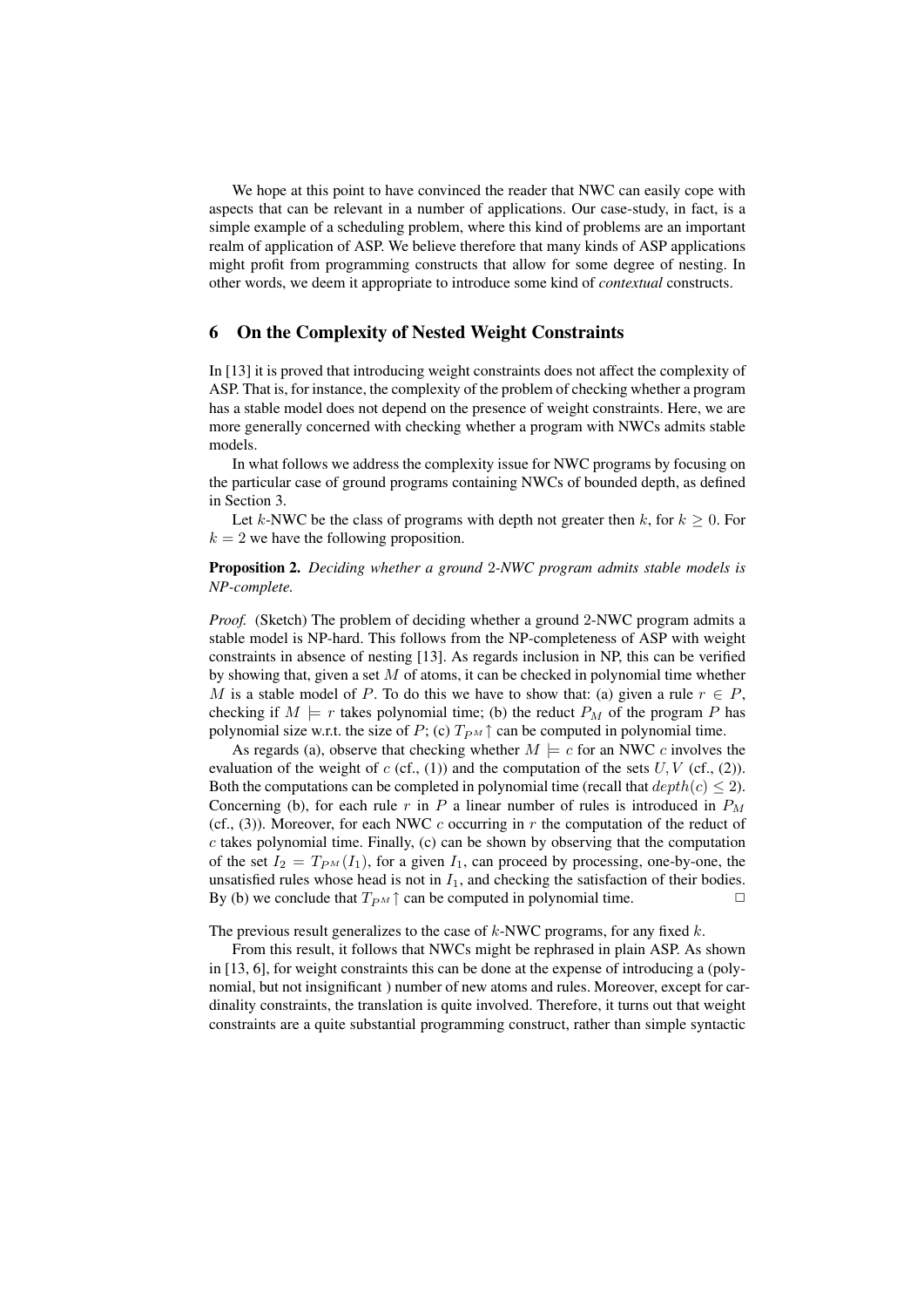We hope at this point to have convinced the reader that NWC can easily cope with aspects that can be relevant in a number of applications. Our case-study, in fact, is a simple example of a scheduling problem, where this kind of problems are an important realm of application of ASP. We believe therefore that many kinds of ASP applications might profit from programming constructs that allow for some degree of nesting. In other words, we deem it appropriate to introduce some kind of *contextual* constructs.

## 6 On the Complexity of Nested Weight Constraints

In [13] it is proved that introducing weight constraints does not affect the complexity of ASP. That is, for instance, the complexity of the problem of checking whether a program has a stable model does not depend on the presence of weight constraints. Here, we are more generally concerned with checking whether a program with NWCs admits stable models.

In what follows we address the complexity issue for NWC programs by focusing on the particular case of ground programs containing NWCs of bounded depth, as defined in Section 3.

Let $k$-NWC be the class of programs with depth not greater then $k$, for $k \geq 0$. For $k = 2$ we have the following proposition.

**Proposition 2.** *Deciding whether a ground* 2*-NWC program admits stable models is NP-complete.*

*Proof.* (Sketch) The problem of deciding whether a ground 2-NWC program admits a stable model is NP-hard. This follows from the NP-completeness of ASP with weight constraints in absence of nesting [13]. As regards inclusion in NP, this can be verified by showing that, given a set $M$ of atoms, it can be checked in polynomial time whether $M$ is a stable model of $P$. To do this we have to show that: (a) given a rule $r \in P$, checking if $M \models r$ takes polynomial time; (b) the reduct $P_M$ of the program $P$ has polynomial size w.r.t. the size of $P$; (c) $T_{P^M}\!\uparrow$ can be computed in polynomial time.

As regards (a), observe that checking whether $M \models c$ for an NWC $c$ involves the evaluation of the weight of $c$ (cf., (1)) and the computation of the sets $U, V$ (cf., (2)). Both the computations can be completed in polynomial time (recall that $depth(c) \leq 2$). Concerning (b), for each rule $r$ in $P$ a linear number of rules is introduced in $P_M$ (cf., (3)). Moreover, for each NWC $c$ occurring in $r$ the computation of the reduct of $c$ takes polynomial time. Finally, (c) can be shown by observing that the computation of the set $I_2 = T_{P^M}(I_1)$, for a given $I_1$, can proceed by processing, one-by-one, the unsatisfied rules whose head is not in $I_1$, and checking the satisfaction of their bodies. By (b) we conclude that $T_{P^M}\!\uparrow$ can be computed in polynomial time. □

The previous result generalizes to the case of $k$-NWC programs, for any fixed $k$.

From this result, it follows that NWCs might be rephrased in plain ASP. As shown in [13, 6], for weight constraints this can be done at the expense of introducing a (polynomial, but not insignificant ) number of new atoms and rules. Moreover, except for cardinality constraints, the translation is quite involved. Therefore, it turns out that weight constraints are a quite substantial programming construct, rather than simple syntactic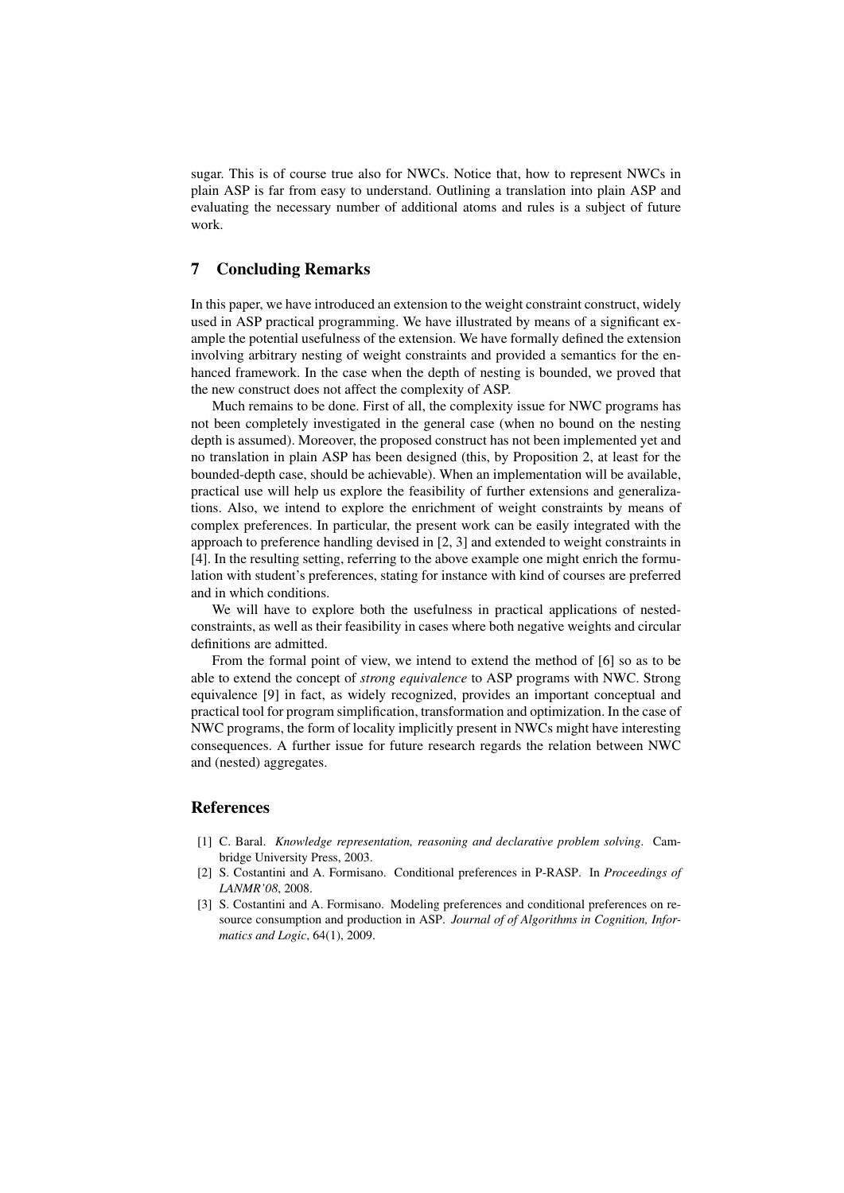sugar. This is of course true also for NWCs. Notice that, how to represent NWCs in plain ASP is far from easy to understand. Outlining a translation into plain ASP and evaluating the necessary number of additional atoms and rules is a subject of future work.

## 7 Concluding Remarks

In this paper, we have introduced an extension to the weight constraint construct, widely used in ASP practical programming. We have illustrated by means of a significant example the potential usefulness of the extension. We have formally defined the extension involving arbitrary nesting of weight constraints and provided a semantics for the enhanced framework. In the case when the depth of nesting is bounded, we proved that the new construct does not affect the complexity of ASP.

Much remains to be done. First of all, the complexity issue for NWC programs has not been completely investigated in the general case (when no bound on the nesting depth is assumed). Moreover, the proposed construct has not been implemented yet and no translation in plain ASP has been designed (this, by Proposition 2, at least for the bounded-depth case, should be achievable). When an implementation will be available, practical use will help us explore the feasibility of further extensions and generalizations. Also, we intend to explore the enrichment of weight constraints by means of complex preferences. In particular, the present work can be easily integrated with the approach to preference handling devised in [2, 3] and extended to weight constraints in [4]. In the resulting setting, referring to the above example one might enrich the formulation with student's preferences, stating for instance with kind of courses are preferred and in which conditions.

We will have to explore both the usefulness in practical applications of nested-constraints, as well as their feasibility in cases where both negative weights and circular definitions are admitted.

From the formal point of view, we intend to extend the method of [6] so as to be able to extend the concept of *strong equivalence* to ASP programs with NWC. Strong equivalence [9] in fact, as widely recognized, provides an important conceptual and practical tool for program simplification, transformation and optimization. In the case of NWC programs, the form of locality implicitly present in NWCs might have interesting consequences. A further issue for future research regards the relation between NWC and (nested) aggregates.

## References

[1] C. Baral. *Knowledge representation, reasoning and declarative problem solving*. Cambridge University Press, 2003.

[2] S. Costantini and A. Formisano. Conditional preferences in P-RASP. In *Proceedings of LANMR'08*, 2008.

[3] S. Costantini and A. Formisano. Modeling preferences and conditional preferences on resource consumption and production in ASP. *Journal of of Algorithms in Cognition, Informatics and Logic*, 64(1), 2009.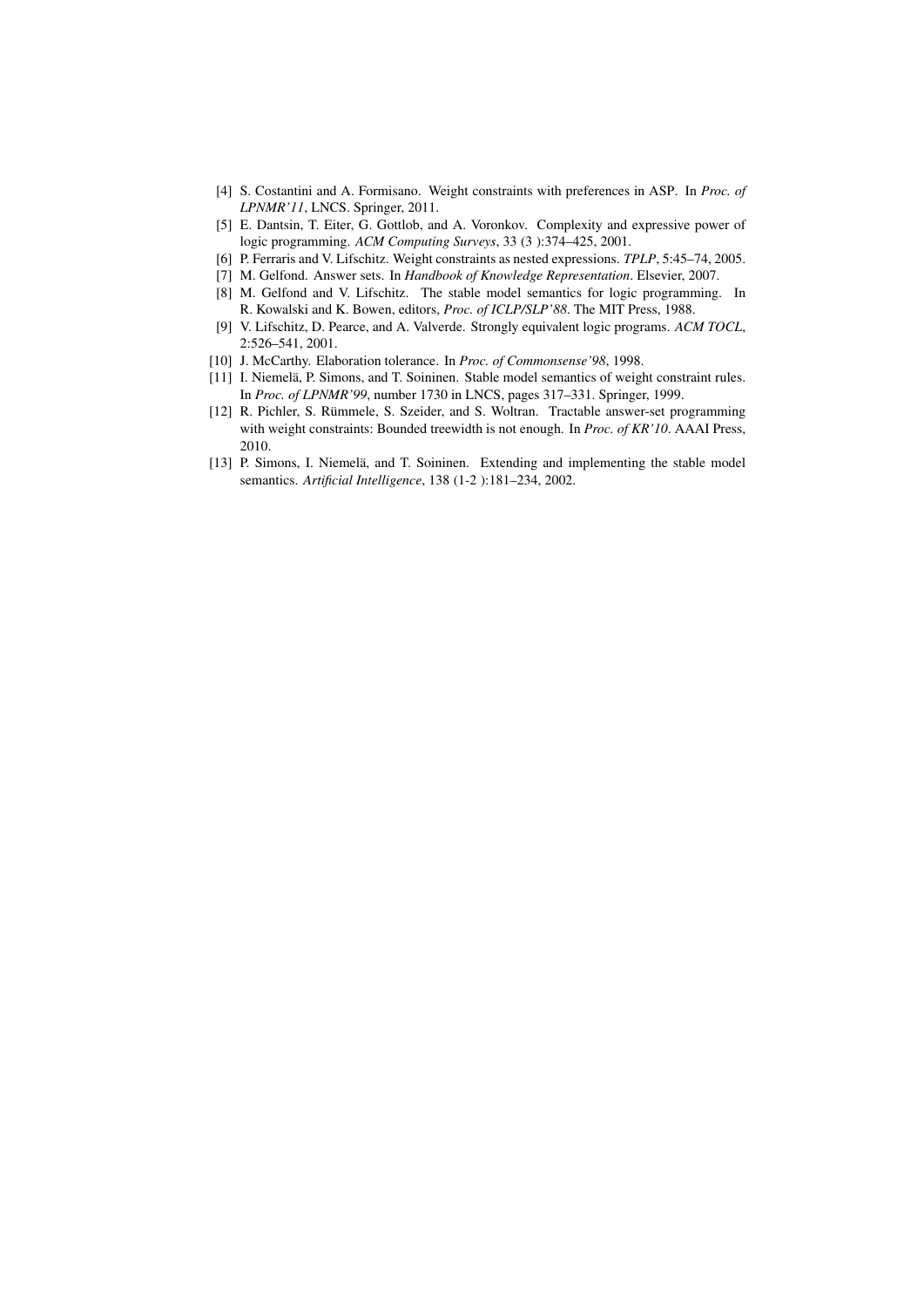[4] S. Costantini and A. Formisano. Weight constraints with preferences in ASP. In *Proc. of LPNMR'11*, LNCS. Springer, 2011.

[5] E. Dantsin, T. Eiter, G. Gottlob, and A. Voronkov. Complexity and expressive power of logic programming. *ACM Computing Surveys*, 33 (3 ):374–425, 2001.

[6] P. Ferraris and V. Lifschitz. Weight constraints as nested expressions. *TPLP*, 5:45–74, 2005.

[7] M. Gelfond. Answer sets. In *Handbook of Knowledge Representation*. Elsevier, 2007.

[8] M. Gelfond and V. Lifschitz. The stable model semantics for logic programming. In R. Kowalski and K. Bowen, editors, *Proc. of ICLP/SLP'88*. The MIT Press, 1988.

[9] V. Lifschitz, D. Pearce, and A. Valverde. Strongly equivalent logic programs. *ACM TOCL*, 2:526–541, 2001.

[10] J. McCarthy. Elaboration tolerance. In *Proc. of Commonsense'98*, 1998.

[11] I. Niemelä, P. Simons, and T. Soininen. Stable model semantics of weight constraint rules. In *Proc. of LPNMR'99*, number 1730 in LNCS, pages 317–331. Springer, 1999.

[12] R. Pichler, S. Rümmele, S. Szeider, and S. Woltran. Tractable answer-set programming with weight constraints: Bounded treewidth is not enough. In *Proc. of KR'10*. AAAI Press, 2010.

[13] P. Simons, I. Niemelä, and T. Soininen. Extending and implementing the stable model semantics. *Artificial Intelligence*, 138 (1-2 ):181–234, 2002.